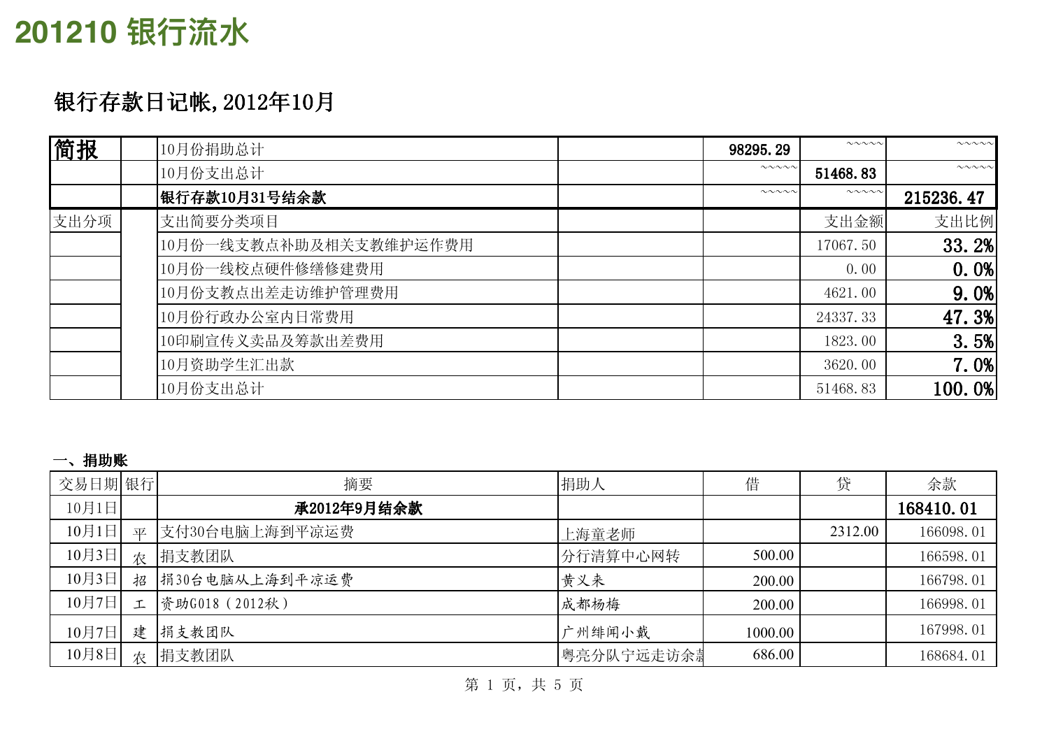# 201210 银行流水

## 银行存款日记帐,2012年10月

| 简报 | | | | | | |
|---|---|---|---|---|---|---|
| | | 10月份捐助总计 | | 98295.29 | ~~~~~ | ~~~~~ |
| | | 10月份支出总计 | | ~~~~~ | 51468.83 | ~~~~~ |
| | | **银行存款10月31号结余款** | | ~~~~~ | ~~~~~ | **215236.47** |
| 支出分项 | | 支出简要分类项目 | | | 支出金额 | 支出比例 |
| | | 10月份一线支教点补助及相关支教维护运作费用 | | | 17067.50 | 33.2% |
| | | 10月份一线校点硬件修缮修建费用 | | | 0.00 | 0.0% |
| | | 10月份支教点出差走访维护管理费用 | | | 4621.00 | 9.0% |
| | | 10月份行政办公室内日常费用 | | | 24337.33 | 47.3% |
| | | 10印刷宣传义卖品及筹款出差费用 | | | 1823.00 | 3.5% |
| | | 10月资助学生汇出款 | | | 3620.00 | 7.0% |
| | | 10月份支出总计 | | | 51468.83 | 100.0% |

**一、捐助账**

| 交易日期 | 银行 | 摘要 | 捐助人 | 借 | 贷 | 余款 |
|---|---|---|---|---|---|---|
| 10月1日 | | **承2012年9月结余款** | | | | **168410.01** |
| 10月1日 | 平 | 支付30台电脑上海到平凉运费 | 上海童老师 | | 2312.00 | 166098.01 |
| 10月3日 | 农 | 捐支教团队 | 分行清算中心网转 | 500.00 | | 166598.01 |
| 10月3日 | 招 | 捐30台电脑从上海到平凉运费 | 黄义来 | 200.00 | | 166798.01 |
| 10月7日 | 工 | 资助G018（2012秋） | 成都杨梅 | 200.00 | | 166998.01 |
| 10月7日 | 建 | 捐支教团队 | 广州绯闻小戴 | 1000.00 | | 167998.01 |
| 10月8日 | 农 | 捐支教团队 | 粤亮分队宁远走访余款 | 686.00 | | 168684.01 |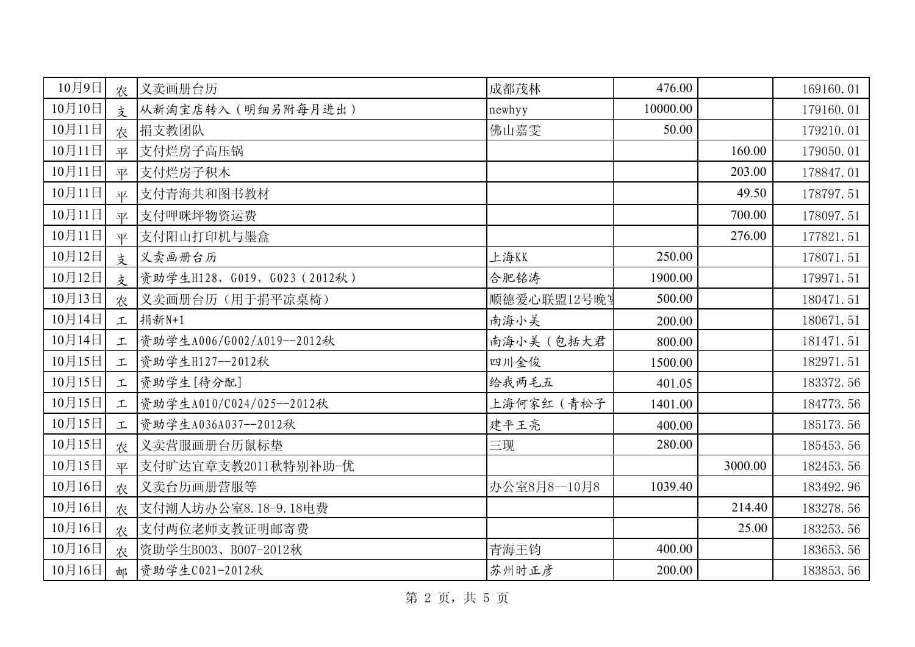| 10月9日 | 农 | 义卖画册台历 | 成都茂林 | 476.00 | | 169160.01 |
|---|---|---|---|---|---|---|
| 10月10日 | 支 | 从新淘宝店转入（明细另附每月进出） | newhyy | 10000.00 | | 179160.01 |
| 10月11日 | 农 | 捐支教团队 | 佛山嘉雯 | 50.00 | | 179210.01 |
| 10月11日 | 平 | 支付烂房子高压锅 | | | 160.00 | 179050.01 |
| 10月11日 | 平 | 支付烂房子积木 | | | 203.00 | 178847.01 |
| 10月11日 | 平 | 支付青海共和图书教材 | | | 49.50 | 178797.51 |
| 10月11日 | 平 | 支付呷咪坪物资运费 | | | 700.00 | 178097.51 |
| 10月11日 | 平 | 支付阳山打印机与墨盒 | | | 276.00 | 177821.51 |
| 10月12日 | 支 | 义卖画册台历 | 上海KK | 250.00 | | 178071.51 |
| 10月12日 | 支 | 资助学生H128，G019，G023（2012秋） | 合肥铭涛 | 1900.00 | | 179971.51 |
| 10月13日 | 农 | 义卖画册台历（用于捐平凉桌椅） | 顺德爱心联盟12号晚宴 | 500.00 | | 180471.51 |
| 10月14日 | 工 | 捐新N+1 | 南海小美 | 200.00 | | 180671.51 |
| 10月14日 | 工 | 资助学生A006/G002/A019--2012秋 | 南海小美（包括大君 | 800.00 | | 181471.51 |
| 10月15日 | 工 | 资助学生H127--2012秋 | 四川金俊 | 1500.00 | | 182971.51 |
| 10月15日 | 工 | 资助学生[待分配] | 给我两毛五 | 401.05 | | 183372.56 |
| 10月15日 | 工 | 资助学生A010/C024/025--2012秋 | 上海何家红（青松子 | 1401.00 | | 184773.56 |
| 10月15日 | 工 | 资助学生A036A037--2012秋 | 建平王亮 | 400.00 | | 185173.56 |
| 10月15日 | 农 | 义卖营服画册台历鼠标垫 | 三现 | 280.00 | | 185453.56 |
| 10月15日 | 平 | 支付旷达宜章支教2011秋特别补助-优 | | | 3000.00 | 182453.56 |
| 10月16日 | 农 | 义卖台历画册营服等 | 办公室8月8--10月8 | 1039.40 | | 183492.96 |
| 10月16日 | 农 | 支付潮人坊办公室8.18-9.18电费 | | | 214.40 | 183278.56 |
| 10月16日 | 农 | 支付两位老师支教证明邮寄费 | | | 25.00 | 183253.56 |
| 10月16日 | 农 | 资助学生B003、B007-2012秋 | 青海王钧 | 400.00 | | 183653.56 |
| 10月16日 | 邮 | 资助学生C021-2012秋 | 苏州时正彦 | 200.00 | | 183853.56 |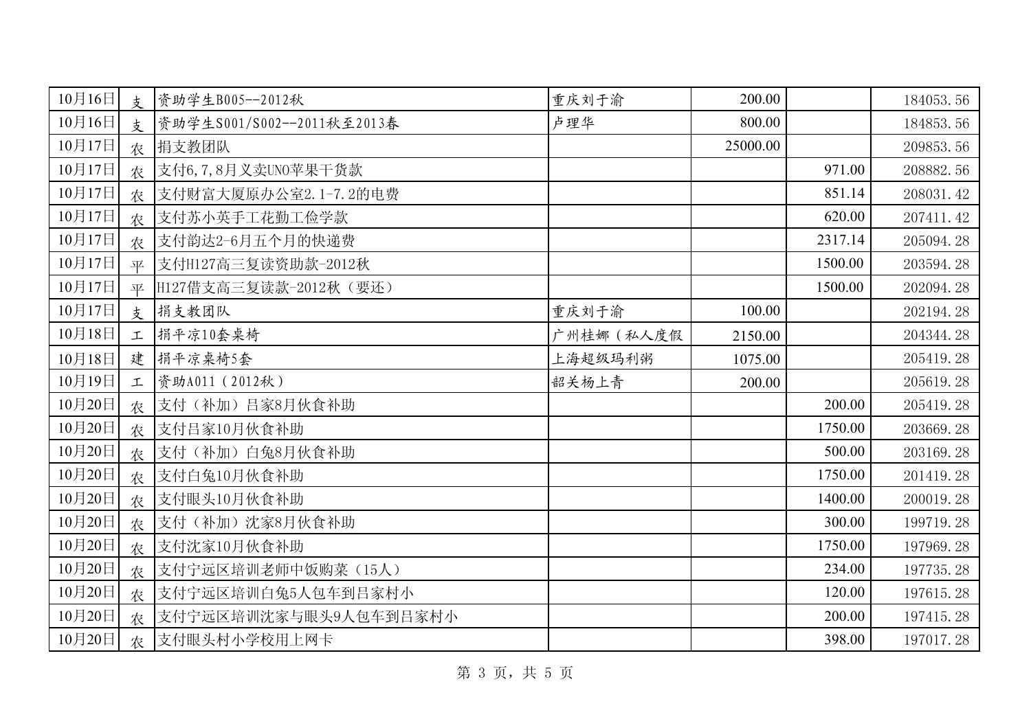| | | | | | | |
|---|---|---|---|---|---|---|
| 10月16日 | 支 | 资助学生B005--2012秋 | 重庆刘于渝 | 200.00 | | 184053.56 |
| 10月16日 | 支 | 资助学生S001/S002--2011秋至2013春 | 卢理华 | 800.00 | | 184853.56 |
| 10月17日 | 农 | 捐支教团队 | | 25000.00 | | 209853.56 |
| 10月17日 | 农 | 支付6,7,8月义卖UNO苹果干货款 | | | 971.00 | 208882.56 |
| 10月17日 | 农 | 支付财富大厦原办公室2.1-7.2的电费 | | | 851.14 | 208031.42 |
| 10月17日 | 农 | 支付苏小英手工花勤工俭学款 | | | 620.00 | 207411.42 |
| 10月17日 | 农 | 支付韵达2-6月五个月的快递费 | | | 2317.14 | 205094.28 |
| 10月17日 | 平 | 支付H127高三复读资助款-2012秋 | | | 1500.00 | 203594.28 |
| 10月17日 | 平 | H127借支高三复读款-2012秋（要还） | | | 1500.00 | 202094.28 |
| 10月17日 | 支 | 捐支教团队 | 重庆刘于渝 | 100.00 | | 202194.28 |
| 10月18日 | 工 | 捐平凉10套桌椅 | 广州桂娜（私人度假 | 2150.00 | | 204344.28 |
| 10月18日 | 建 | 捐平凉桌椅5套 | 上海超级玛利粥 | 1075.00 | | 205419.28 |
| 10月19日 | 工 | 资助A011（2012秋） | 韶关杨上青 | 200.00 | | 205619.28 |
| 10月20日 | 农 | 支付（补加）吕家8月伙食补助 | | | 200.00 | 205419.28 |
| 10月20日 | 农 | 支付吕家10月伙食补助 | | | 1750.00 | 203669.28 |
| 10月20日 | 农 | 支付（补加）白兔8月伙食补助 | | | 500.00 | 203169.28 |
| 10月20日 | 农 | 支付白兔10月伙食补助 | | | 1750.00 | 201419.28 |
| 10月20日 | 农 | 支付眼头10月伙食补助 | | | 1400.00 | 200019.28 |
| 10月20日 | 农 | 支付（补加）沈家8月伙食补助 | | | 300.00 | 199719.28 |
| 10月20日 | 农 | 支付沈家10月伙食补助 | | | 1750.00 | 197969.28 |
| 10月20日 | 农 | 支付宁远区培训老师中饭购菜（15人） | | | 234.00 | 197735.28 |
| 10月20日 | 农 | 支付宁远区培训白兔5人包车到吕家村小 | | | 120.00 | 197615.28 |
| 10月20日 | 农 | 支付宁远区培训沈家与眼头9人包车到吕家村小 | | | 200.00 | 197415.28 |
| 10月20日 | 农 | 支付眼头村小学校用上网卡 | | | 398.00 | 197017.28 |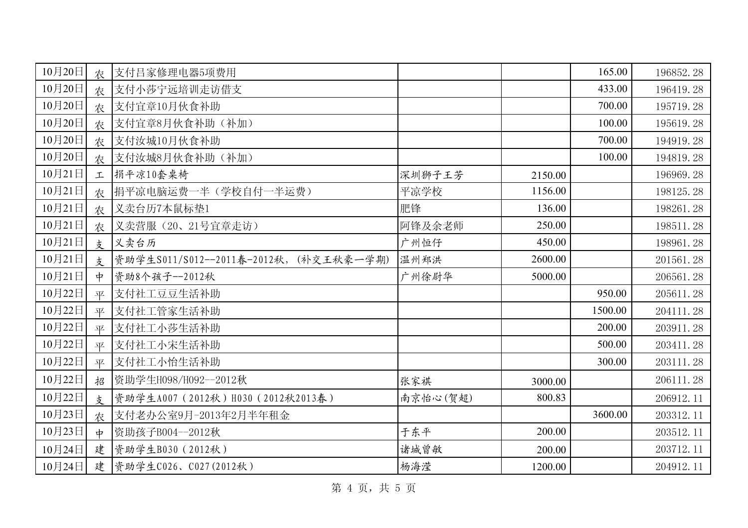| | | | | | | |
|---|---|---|---|---|---|---|
| 10月20日 | 农 | 支付吕家修理电器5项费用 | | | 165.00 | 196852.28 |
| 10月20日 | 农 | 支付小莎宁远培训走访借支 | | | 433.00 | 196419.28 |
| 10月20日 | 农 | 支付宜章10月伙食补助 | | | 700.00 | 195719.28 |
| 10月20日 | 农 | 支付宜章8月伙食补助（补加） | | | 100.00 | 195619.28 |
| 10月20日 | 农 | 支付汝城10月伙食补助 | | | 700.00 | 194919.28 |
| 10月20日 | 农 | 支付汝城8月伙食补助（补加） | | | 100.00 | 194819.28 |
| 10月21日 | 工 | 捐平凉10套桌椅 | 深圳狮子王芳 | 2150.00 | | 196969.28 |
| 10月21日 | 农 | 捐平凉电脑运费一半（学校自付一半运费） | 平凉学校 | 1156.00 | | 198125.28 |
| 10月21日 | 农 | 义卖台历7本鼠标垫1 | 肥锋 | 136.00 | | 198261.28 |
| 10月21日 | 农 | 义卖营服（20、21号宜章走访） | 阿锋及余老师 | 250.00 | | 198511.28 |
| 10月21日 | 支 | 义卖台历 | 广州恒仔 | 450.00 | | 198961.28 |
| 10月21日 | 支 | 资助学生S011/S012--2011春-2012秋，(补交王秋豪一学期) | 温州郑洪 | 2600.00 | | 201561.28 |
| 10月21日 | 中 | 资助8个孩子--2012秋 | 广州徐蔚华 | 5000.00 | | 206561.28 |
| 10月22日 | 平 | 支付社工豆豆生活补助 | | | 950.00 | 205611.28 |
| 10月22日 | 平 | 支付社工管家生活补助 | | | 1500.00 | 204111.28 |
| 10月22日 | 平 | 支付社工小莎生活补助 | | | 200.00 | 203911.28 |
| 10月22日 | 平 | 支付社工小宋生活补助 | | | 500.00 | 203411.28 |
| 10月22日 | 平 | 支付社工小怡生活补助 | | | 300.00 | 203111.28 |
| 10月22日 | 招 | 资助学生H098/H092--2012秋 | 张家祺 | 3000.00 | | 206111.28 |
| 10月22日 | 支 | 资助学生A007（2012秋）H030（2012秋2013春） | 南京怡心(贺超) | 800.83 | | 206912.11 |
| 10月23日 | 农 | 支付老办公室9月-2013年2月半年租金 | | | 3600.00 | 203312.11 |
| 10月23日 | 中 | 资助孩子B004--2012秋 | 于东平 | 200.00 | | 203512.11 |
| 10月24日 | 建 | 资助学生B030（2012秋） | 诸城曾敏 | 200.00 | | 203712.11 |
| 10月24日 | 建 | 资助学生C026、C027(2012秋） | 杨海滢 | 1200.00 | | 204912.11 |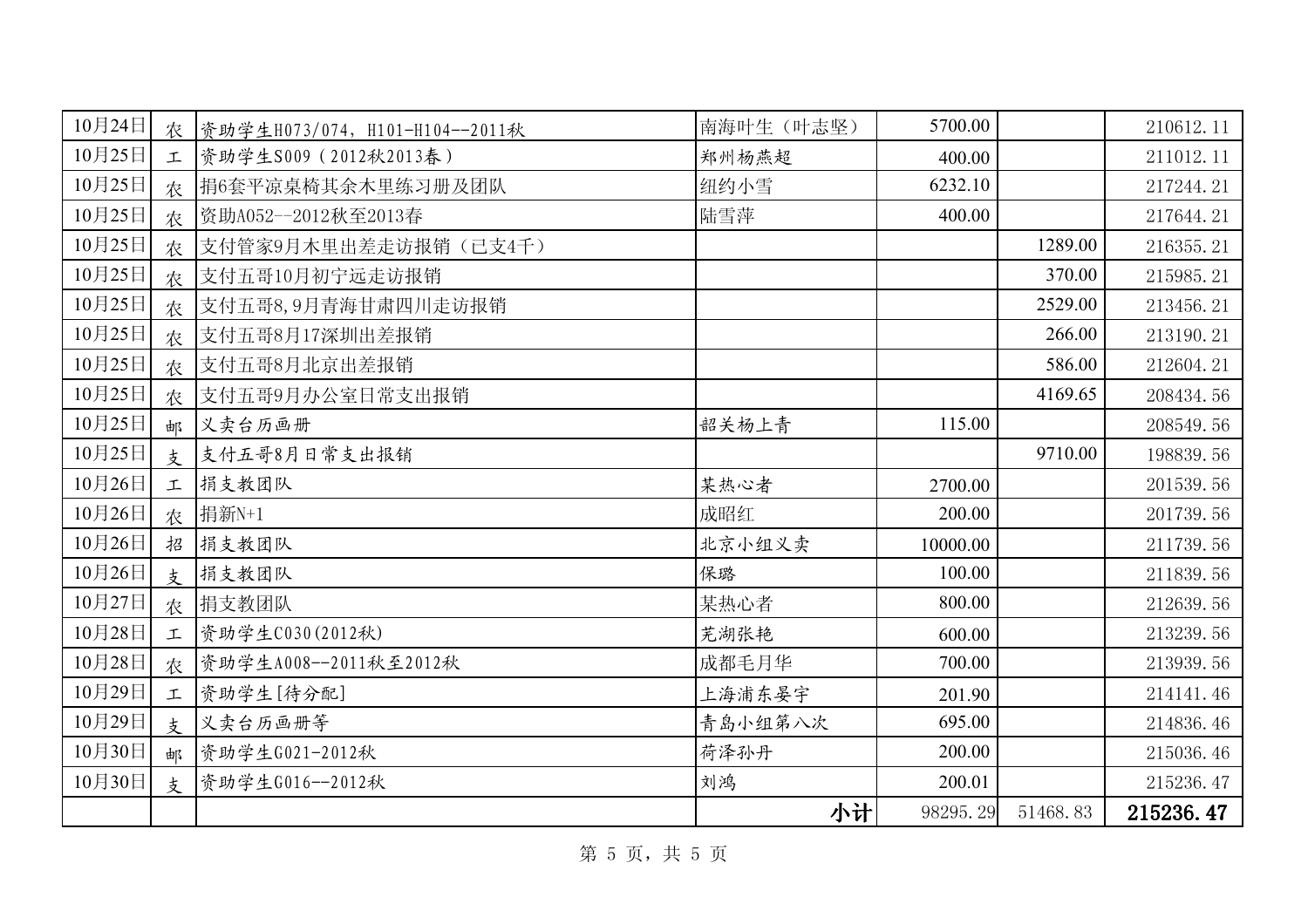| 10月24日 | 农 | 资助学生H073/074，H101-H104--2011秋 | 南海叶生（叶志坚） | 5700.00 | | 210612.11 |
|---|---|---|---|---|---|---|
| 10月25日 | 工 | 资助学生S009（2012秋2013春） | 郑州杨燕超 | 400.00 | | 211012.11 |
| 10月25日 | 农 | 捐6套平凉桌椅其余木里练习册及团队 | 纽约小雪 | 6232.10 | | 217244.21 |
| 10月25日 | 农 | 资助A052--2012秋至2013春 | 陆雪萍 | 400.00 | | 217644.21 |
| 10月25日 | 农 | 支付管家9月木里出差走访报销（已支4千） | | | 1289.00 | 216355.21 |
| 10月25日 | 农 | 支付五哥10月初宁远走访报销 | | | 370.00 | 215985.21 |
| 10月25日 | 农 | 支付五哥8,9月青海甘肃四川走访报销 | | | 2529.00 | 213456.21 |
| 10月25日 | 农 | 支付五哥8月17深圳出差报销 | | | 266.00 | 213190.21 |
| 10月25日 | 农 | 支付五哥8月北京出差报销 | | | 586.00 | 212604.21 |
| 10月25日 | 农 | 支付五哥9月办公室日常支出报销 | | | 4169.65 | 208434.56 |
| 10月25日 | 邮 | 义卖台历画册 | 韶关杨上青 | 115.00 | | 208549.56 |
| 10月25日 | 支 | 支付五哥8月日常支出报销 | | | 9710.00 | 198839.56 |
| 10月26日 | 工 | 捐支教团队 | 某热心者 | 2700.00 | | 201539.56 |
| 10月26日 | 农 | 捐新N+1 | 成昭红 | 200.00 | | 201739.56 |
| 10月26日 | 招 | 捐支教团队 | 北京小组义卖 | 10000.00 | | 211739.56 |
| 10月26日 | 支 | 捐支教团队 | 保璐 | 100.00 | | 211839.56 |
| 10月27日 | 农 | 捐支教团队 | 某热心者 | 800.00 | | 212639.56 |
| 10月28日 | 工 | 资助学生C030(2012秋) | 芜湖张艳 | 600.00 | | 213239.56 |
| 10月28日 | 农 | 资助学生A008--2011秋至2012秋 | 成都毛月华 | 700.00 | | 213939.56 |
| 10月29日 | 工 | 资助学生[待分配] | 上海浦东晏宇 | 201.90 | | 214141.46 |
| 10月29日 | 支 | 义卖台历画册等 | 青岛小组第八次 | 695.00 | | 214836.46 |
| 10月30日 | 邮 | 资助学生G021-2012秋 | 荷泽孙丹 | 200.00 | | 215036.46 |
| 10月30日 | 支 | 资助学生G016--2012秋 | 刘鸿 | 200.01 | | 215236.47 |
| | | | **小计** | 98295.29 | 51468.83 | **215236.47** |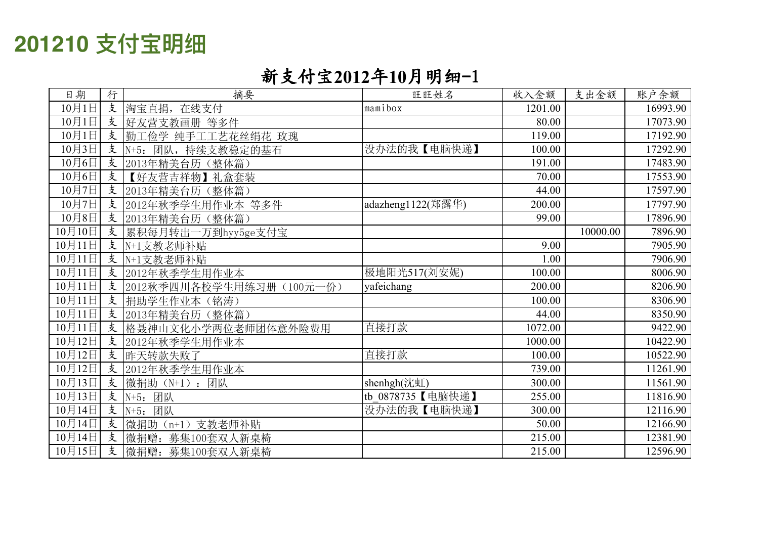# 201210 支付宝明细

## 新支付宝2012年10月明细-1

| 日期 | 行 | 摘要 | 旺旺姓名 | 收入金额 | 支出金额 | 账户余额 |
|---|---|---|---|---|---|---|
| 10月1日 | 支 | 淘宝直捐，在线支付 | mamibox | 1201.00 | | 16993.90 |
| 10月1日 | 支 | 好友营支教画册 等多件 | | 80.00 | | 17073.90 |
| 10月1日 | 支 | 勤工俭学 纯手工工艺花丝绢花 玫瑰 | | 119.00 | | 17192.90 |
| 10月3日 | 支 | N+5：团队，持续支教稳定的基石 | 没办法的我【电脑快递】 | 100.00 | | 17292.90 |
| 10月6日 | 支 | 2013年精美台历（整体篇） | | 191.00 | | 17483.90 |
| 10月6日 | 支 | 【好友营吉祥物】礼盒套装 | | 70.00 | | 17553.90 |
| 10月7日 | 支 | 2013年精美台历（整体篇） | | 44.00 | | 17597.90 |
| 10月7日 | 支 | 2012年秋季学生用作业本 等多件 | adazheng1122(郑露华) | 200.00 | | 17797.90 |
| 10月8日 | 支 | 2013年精美台历（整体篇） | | 99.00 | | 17896.90 |
| 10月10日 | 支 | 累积每月转出一万到hyy5ge支付宝 | | | 10000.00 | 7896.90 |
| 10月11日 | 支 | N+1支教老师补贴 | | 9.00 | | 7905.90 |
| 10月11日 | 支 | N+1支教老师补贴 | | 1.00 | | 7906.90 |
| 10月11日 | 支 | 2012年秋季学生用作业本 | 极地阳光517(刘安妮) | 100.00 | | 8006.90 |
| 10月11日 | 支 | 2012秋季四川各校学生用练习册（100元一份） | yafeichang | 200.00 | | 8206.90 |
| 10月11日 | 支 | 捐助学生作业本（铭涛） | | 100.00 | | 8306.90 |
| 10月11日 | 支 | 2013年精美台历（整体篇） | | 44.00 | | 8350.90 |
| 10月11日 | 支 | 格聂神山文化小学两位老师团体意外险费用 | 直接打款 | 1072.00 | | 9422.90 |
| 10月12日 | 支 | 2012年秋季学生用作业本 | | 1000.00 | | 10422.90 |
| 10月12日 | 支 | 昨天转款失败了 | 直接打款 | 100.00 | | 10522.90 |
| 10月12日 | 支 | 2012年秋季学生用作业本 | | 739.00 | | 11261.90 |
| 10月13日 | 支 | 微捐助（N+1）：团队 | shenhgh(沈虹) | 300.00 | | 11561.90 |
| 10月13日 | 支 | N+5：团队 | tb_0878735【电脑快递】 | 255.00 | | 11816.90 |
| 10月14日 | 支 | N+5：团队 | 没办法的我【电脑快递】 | 300.00 | | 12116.90 |
| 10月14日 | 支 | 微捐助（n+1）支教老师补贴 | | 50.00 | | 12166.90 |
| 10月14日 | 支 | 微捐赠：募集100套双人新桌椅 | | 215.00 | | 12381.90 |
| 10月15日 | 支 | 微捐赠：募集100套双人新桌椅 | | 215.00 | | 12596.90 |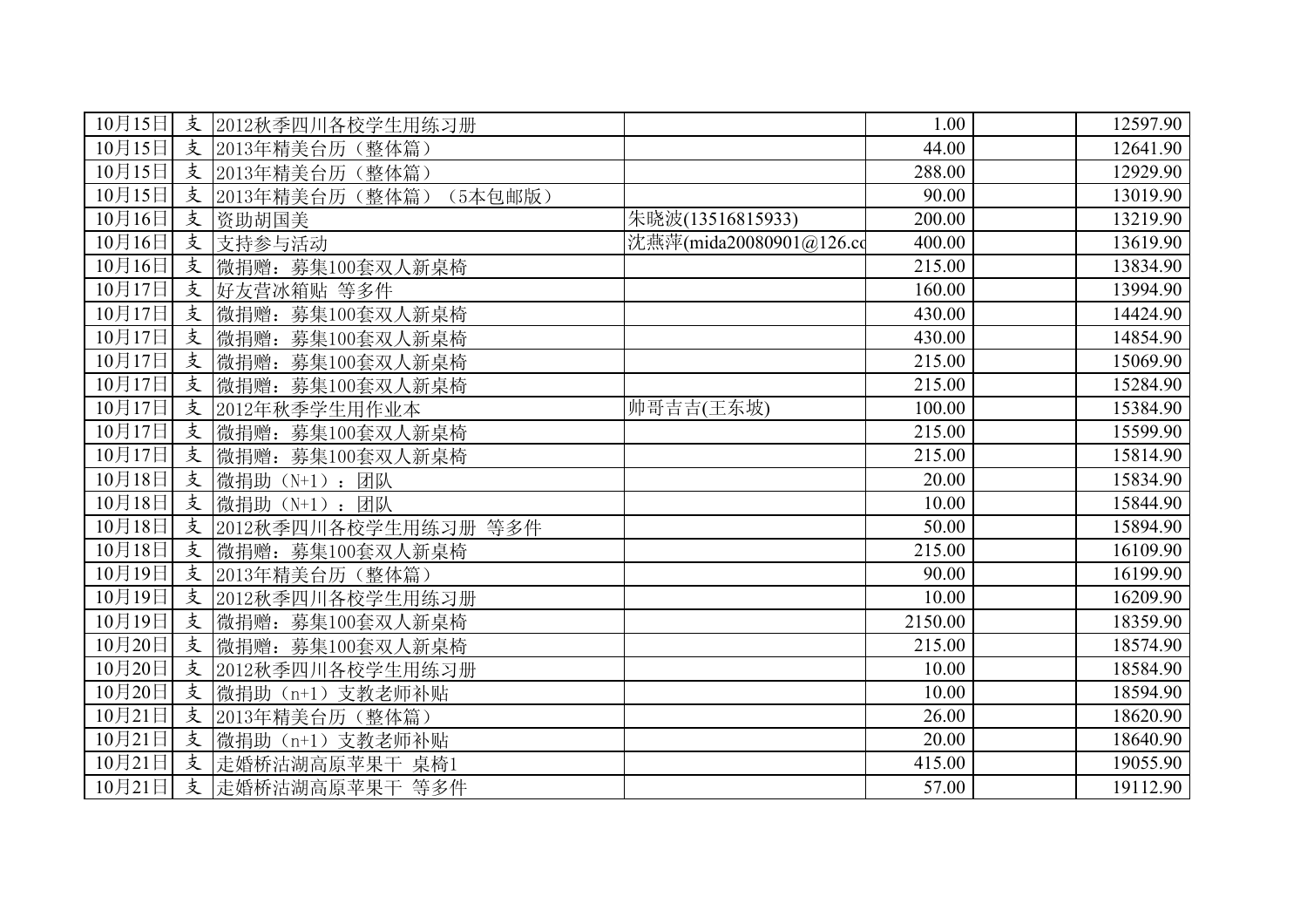| | | | | | | |
|---|---|---|---|---|---|---|
| 10月15日 | 支 | 2012秋季四川各校学生用练习册 | | 1.00 | | 12597.90 |
| 10月15日 | 支 | 2013年精美台历（整体篇） | | 44.00 | | 12641.90 |
| 10月15日 | 支 | 2013年精美台历（整体篇） | | 288.00 | | 12929.90 |
| 10月15日 | 支 | 2013年精美台历（整体篇）（5本包邮版） | | 90.00 | | 13019.90 |
| 10月16日 | 支 | 资助胡国美 | 朱晓波(13516815933) | 200.00 | | 13219.90 |
| 10月16日 | 支 | 支持参与活动 | 沈燕萍(mida20080901@126.co | 400.00 | | 13619.90 |
| 10月16日 | 支 | 微捐赠：募集100套双人新桌椅 | | 215.00 | | 13834.90 |
| 10月17日 | 支 | 好友营冰箱贴 等多件 | | 160.00 | | 13994.90 |
| 10月17日 | 支 | 微捐赠：募集100套双人新桌椅 | | 430.00 | | 14424.90 |
| 10月17日 | 支 | 微捐赠：募集100套双人新桌椅 | | 430.00 | | 14854.90 |
| 10月17日 | 支 | 微捐赠：募集100套双人新桌椅 | | 215.00 | | 15069.90 |
| 10月17日 | 支 | 微捐赠：募集100套双人新桌椅 | | 215.00 | | 15284.90 |
| 10月17日 | 支 | 2012年秋季学生用作业本 | 帅哥吉吉(王东坡) | 100.00 | | 15384.90 |
| 10月17日 | 支 | 微捐赠：募集100套双人新桌椅 | | 215.00 | | 15599.90 |
| 10月17日 | 支 | 微捐赠：募集100套双人新桌椅 | | 215.00 | | 15814.90 |
| 10月18日 | 支 | 微捐助（N+1）：团队 | | 20.00 | | 15834.90 |
| 10月18日 | 支 | 微捐助（N+1）：团队 | | 10.00 | | 15844.90 |
| 10月18日 | 支 | 2012秋季四川各校学生用练习册 等多件 | | 50.00 | | 15894.90 |
| 10月18日 | 支 | 微捐赠：募集100套双人新桌椅 | | 215.00 | | 16109.90 |
| 10月19日 | 支 | 2013年精美台历（整体篇） | | 90.00 | | 16199.90 |
| 10月19日 | 支 | 2012秋季四川各校学生用练习册 | | 10.00 | | 16209.90 |
| 10月19日 | 支 | 微捐赠：募集100套双人新桌椅 | | 2150.00 | | 18359.90 |
| 10月20日 | 支 | 微捐赠：募集100套双人新桌椅 | | 215.00 | | 18574.90 |
| 10月20日 | 支 | 2012秋季四川各校学生用练习册 | | 10.00 | | 18584.90 |
| 10月20日 | 支 | 微捐助（n+1）支教老师补贴 | | 10.00 | | 18594.90 |
| 10月21日 | 支 | 2013年精美台历（整体篇） | | 26.00 | | 18620.90 |
| 10月21日 | 支 | 微捐助（n+1）支教老师补贴 | | 20.00 | | 18640.90 |
| 10月21日 | 支 | 走婚桥沽湖高原苹果干 桌椅1 | | 415.00 | | 19055.90 |
| 10月21日 | 支 | 走婚桥沽湖高原苹果干 等多件 | | 57.00 | | 19112.90 |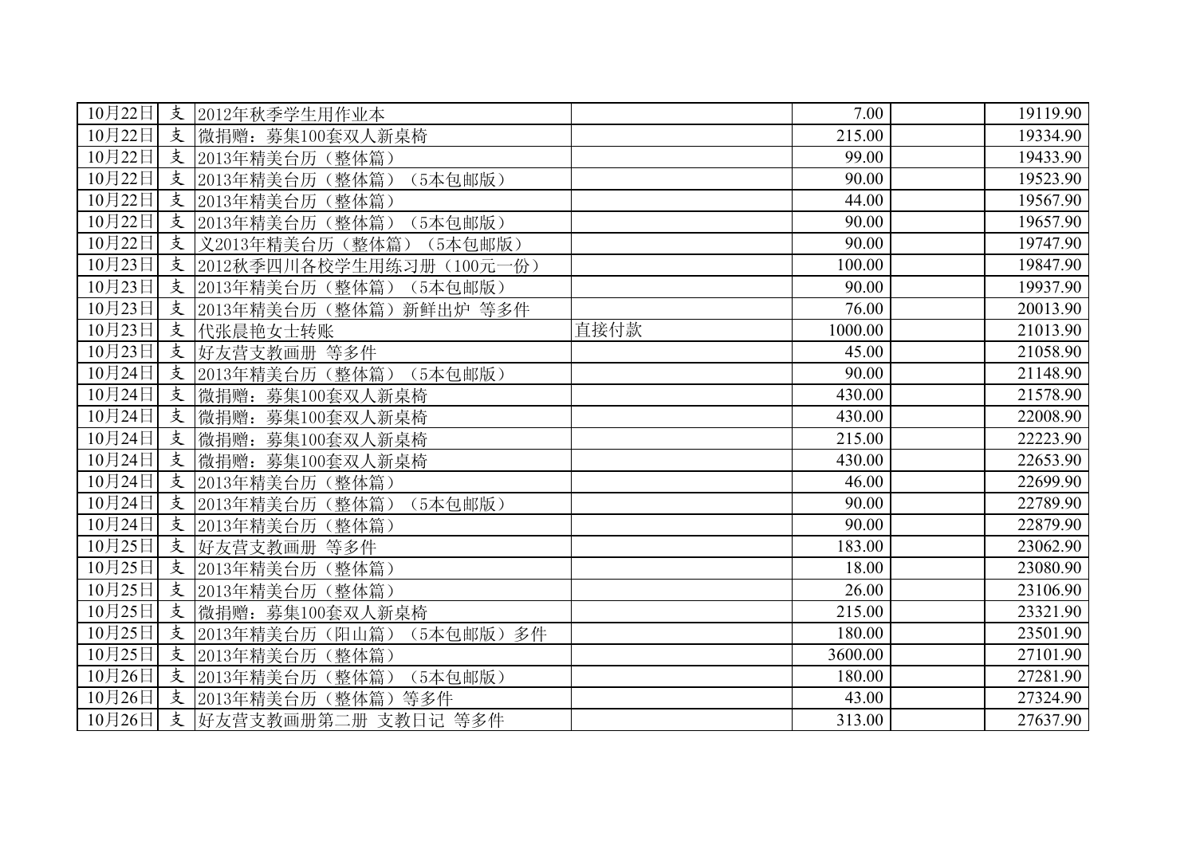| | | | | | | |
|---|---|---|---|---|---|---|
| 10月22日 | 支 | 2012年秋季学生用作业本 | | 7.00 | | 19119.90 |
| 10月22日 | 支 | 微捐赠：募集100套双人新桌椅 | | 215.00 | | 19334.90 |
| 10月22日 | 支 | 2013年精美台历（整体篇） | | 99.00 | | 19433.90 |
| 10月22日 | 支 | 2013年精美台历（整体篇）（5本包邮版） | | 90.00 | | 19523.90 |
| 10月22日 | 支 | 2013年精美台历（整体篇） | | 44.00 | | 19567.90 |
| 10月22日 | 支 | 2013年精美台历（整体篇）（5本包邮版） | | 90.00 | | 19657.90 |
| 10月22日 | 支 | 义2013年精美台历（整体篇）（5本包邮版） | | 90.00 | | 19747.90 |
| 10月23日 | 支 | 2012秋季四川各校学生用练习册（100元一份） | | 100.00 | | 19847.90 |
| 10月23日 | 支 | 2013年精美台历（整体篇）（5本包邮版） | | 90.00 | | 19937.90 |
| 10月23日 | 支 | 2013年精美台历（整体篇）新鲜出炉 等多件 | | 76.00 | | 20013.90 |
| 10月23日 | 支 | 代张晨艳女士转账 | 直接付款 | 1000.00 | | 21013.90 |
| 10月23日 | 支 | 好友营支教画册 等多件 | | 45.00 | | 21058.90 |
| 10月24日 | 支 | 2013年精美台历（整体篇）（5本包邮版） | | 90.00 | | 21148.90 |
| 10月24日 | 支 | 微捐赠：募集100套双人新桌椅 | | 430.00 | | 21578.90 |
| 10月24日 | 支 | 微捐赠：募集100套双人新桌椅 | | 430.00 | | 22008.90 |
| 10月24日 | 支 | 微捐赠：募集100套双人新桌椅 | | 215.00 | | 22223.90 |
| 10月24日 | 支 | 微捐赠：募集100套双人新桌椅 | | 430.00 | | 22653.90 |
| 10月24日 | 支 | 2013年精美台历（整体篇） | | 46.00 | | 22699.90 |
| 10月24日 | 支 | 2013年精美台历（整体篇）（5本包邮版） | | 90.00 | | 22789.90 |
| 10月24日 | 支 | 2013年精美台历（整体篇） | | 90.00 | | 22879.90 |
| 10月25日 | 支 | 好友营支教画册 等多件 | | 183.00 | | 23062.90 |
| 10月25日 | 支 | 2013年精美台历（整体篇） | | 18.00 | | 23080.90 |
| 10月25日 | 支 | 2013年精美台历（整体篇） | | 26.00 | | 23106.90 |
| 10月25日 | 支 | 微捐赠：募集100套双人新桌椅 | | 215.00 | | 23321.90 |
| 10月25日 | 支 | 2013年精美台历（阳山篇）（5本包邮版）多件 | | 180.00 | | 23501.90 |
| 10月25日 | 支 | 2013年精美台历（整体篇） | | 3600.00 | | 27101.90 |
| 10月26日 | 支 | 2013年精美台历（整体篇）（5本包邮版） | | 180.00 | | 27281.90 |
| 10月26日 | 支 | 2013年精美台历（整体篇）等多件 | | 43.00 | | 27324.90 |
| 10月26日 | 支 | 好友营支教画册第二册 支教日记 等多件 | | 313.00 | | 27637.90 |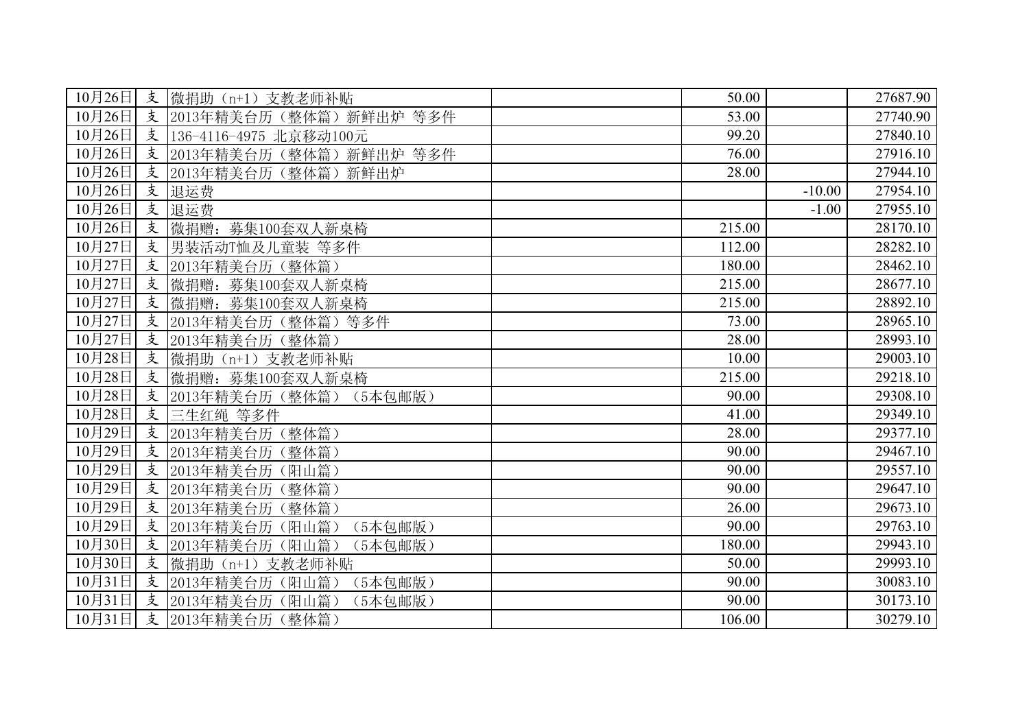| | | | | | | |
|---|---|---|---|---|---|---|
| 10月26日 | 支 | 微捐助（n+1）支教老师补贴 | | 50.00 | | 27687.90 |
| 10月26日 | 支 | 2013年精美台历（整体篇）新鲜出炉 等多件 | | 53.00 | | 27740.90 |
| 10月26日 | 支 | 136-4116-4975 北京移动100元 | | 99.20 | | 27840.10 |
| 10月26日 | 支 | 2013年精美台历（整体篇）新鲜出炉 等多件 | | 76.00 | | 27916.10 |
| 10月26日 | 支 | 2013年精美台历（整体篇）新鲜出炉 | | 28.00 | | 27944.10 |
| 10月26日 | 支 | 退运费 | | | -10.00 | 27954.10 |
| 10月26日 | 支 | 退运费 | | | -1.00 | 27955.10 |
| 10月26日 | 支 | 微捐赠：募集100套双人新桌椅 | | 215.00 | | 28170.10 |
| 10月27日 | 支 | 男装活动T恤及儿童装 等多件 | | 112.00 | | 28282.10 |
| 10月27日 | 支 | 2013年精美台历（整体篇） | | 180.00 | | 28462.10 |
| 10月27日 | 支 | 微捐赠：募集100套双人新桌椅 | | 215.00 | | 28677.10 |
| 10月27日 | 支 | 微捐赠：募集100套双人新桌椅 | | 215.00 | | 28892.10 |
| 10月27日 | 支 | 2013年精美台历（整体篇）等多件 | | 73.00 | | 28965.10 |
| 10月27日 | 支 | 2013年精美台历（整体篇） | | 28.00 | | 28993.10 |
| 10月28日 | 支 | 微捐助（n+1）支教老师补贴 | | 10.00 | | 29003.10 |
| 10月28日 | 支 | 微捐赠：募集100套双人新桌椅 | | 215.00 | | 29218.10 |
| 10月28日 | 支 | 2013年精美台历（整体篇）（5本包邮版） | | 90.00 | | 29308.10 |
| 10月28日 | 支 | 三生红绳 等多件 | | 41.00 | | 29349.10 |
| 10月29日 | 支 | 2013年精美台历（整体篇） | | 28.00 | | 29377.10 |
| 10月29日 | 支 | 2013年精美台历（整体篇） | | 90.00 | | 29467.10 |
| 10月29日 | 支 | 2013年精美台历（阳山篇） | | 90.00 | | 29557.10 |
| 10月29日 | 支 | 2013年精美台历（整体篇） | | 90.00 | | 29647.10 |
| 10月29日 | 支 | 2013年精美台历（整体篇） | | 26.00 | | 29673.10 |
| 10月29日 | 支 | 2013年精美台历（阳山篇）（5本包邮版） | | 90.00 | | 29763.10 |
| 10月30日 | 支 | 2013年精美台历（阳山篇）（5本包邮版） | | 180.00 | | 29943.10 |
| 10月30日 | 支 | 微捐助（n+1）支教老师补贴 | | 50.00 | | 29993.10 |
| 10月31日 | 支 | 2013年精美台历（阳山篇）（5本包邮版） | | 90.00 | | 30083.10 |
| 10月31日 | 支 | 2013年精美台历（阳山篇）（5本包邮版） | | 90.00 | | 30173.10 |
| 10月31日 | 支 | 2013年精美台历（整体篇） | | 106.00 | | 30279.10 |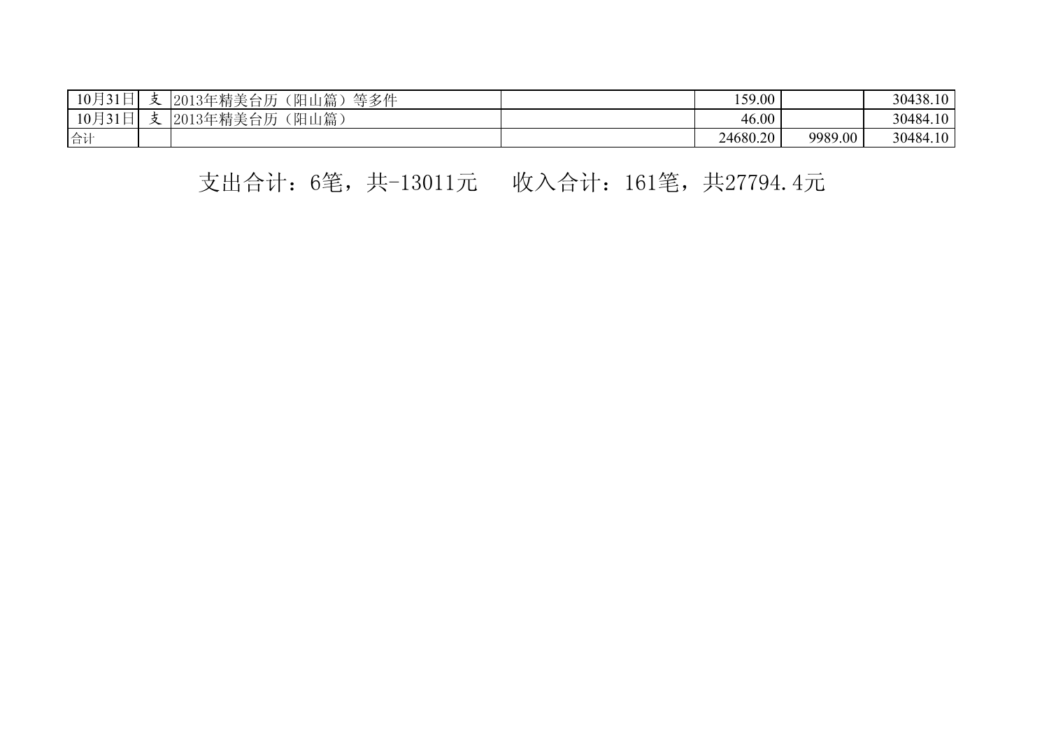| | | | | | | |
|---|---|---|---|---|---|---|
| 10月31日 | 支 | 2013年精美台历（阳山篇）等多件 | | 159.00 | | 30438.10 |
| 10月31日 | 支 | 2013年精美台历（阳山篇） | | 46.00 | | 30484.10 |
| 合计 | | | | 24680.20 | 9989.00 | 30484.10 |

支出合计：6笔，共-13011元　　收入合计：161笔，共27794.4元